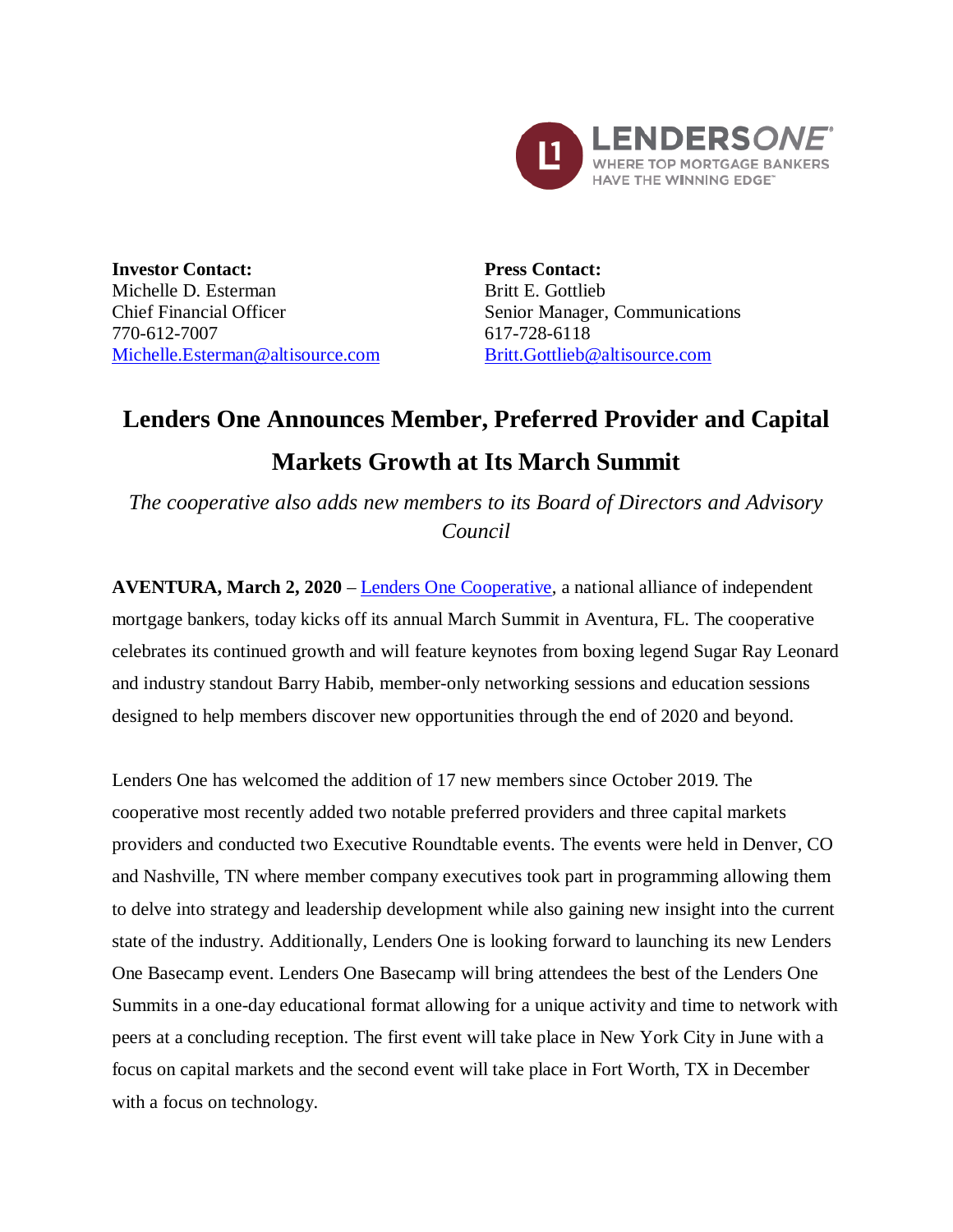**Investor Contact:**
Michelle D. Esterman
Chief Financial Officer
770-612-7007
Michelle.Esterman@altisource.com

**Press Contact:**
Britt E. Gottlieb
Senior Manager, Communications
617-728-6118
Britt.Gottlieb@altisource.com

# Lenders One Announces Member, Preferred Provider and Capital Markets Growth at Its March Summit

*The cooperative also adds new members to its Board of Directors and Advisory Council*

**AVENTURA, March 2, 2020** – Lenders One Cooperative, a national alliance of independent mortgage bankers, today kicks off its annual March Summit in Aventura, FL. The cooperative celebrates its continued growth and will feature keynotes from boxing legend Sugar Ray Leonard and industry standout Barry Habib, member-only networking sessions and education sessions designed to help members discover new opportunities through the end of 2020 and beyond.

Lenders One has welcomed the addition of 17 new members since October 2019. The cooperative most recently added two notable preferred providers and three capital markets providers and conducted two Executive Roundtable events. The events were held in Denver, CO and Nashville, TN where member company executives took part in programming allowing them to delve into strategy and leadership development while also gaining new insight into the current state of the industry. Additionally, Lenders One is looking forward to launching its new Lenders One Basecamp event. Lenders One Basecamp will bring attendees the best of the Lenders One Summits in a one-day educational format allowing for a unique activity and time to network with peers at a concluding reception. The first event will take place in New York City in June with a focus on capital markets and the second event will take place in Fort Worth, TX in December with a focus on technology.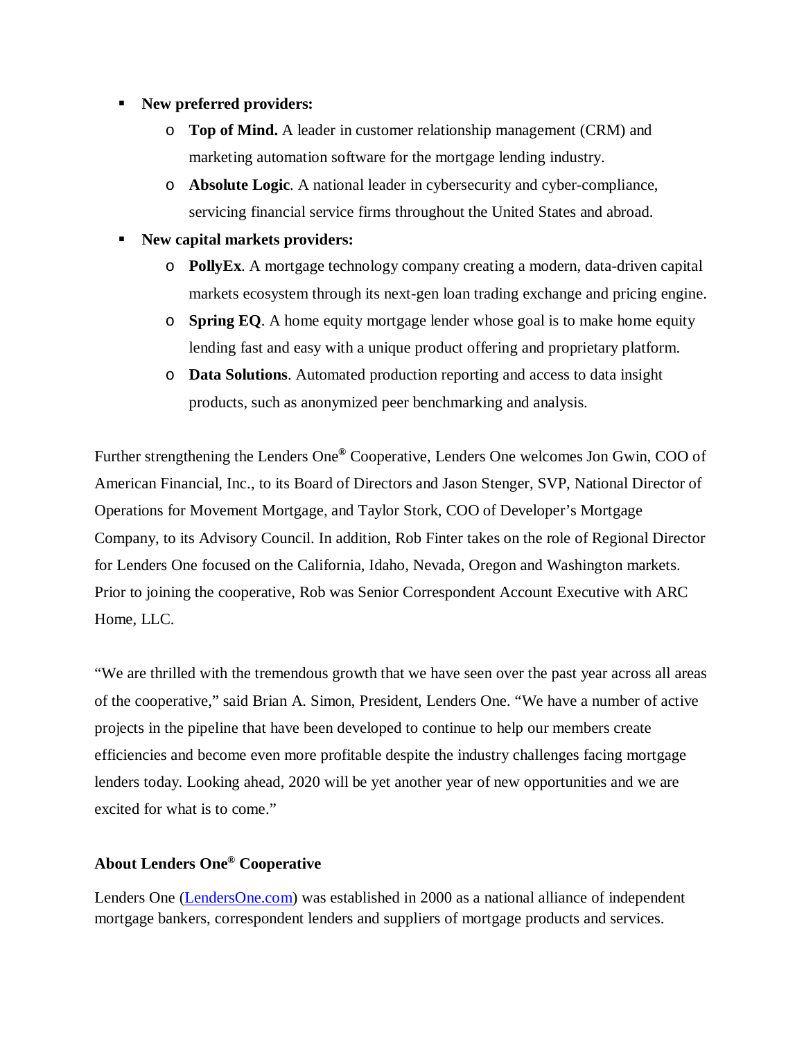- **New preferred providers:**
  - **Top of Mind.** A leader in customer relationship management (CRM) and marketing automation software for the mortgage lending industry.
  - **Absolute Logic**. A national leader in cybersecurity and cyber-compliance, servicing financial service firms throughout the United States and abroad.
- **New capital markets providers:**
  - **PollyEx**. A mortgage technology company creating a modern, data-driven capital markets ecosystem through its next-gen loan trading exchange and pricing engine.
  - **Spring EQ**. A home equity mortgage lender whose goal is to make home equity lending fast and easy with a unique product offering and proprietary platform.
  - **Data Solutions**. Automated production reporting and access to data insight products, such as anonymized peer benchmarking and analysis.

Further strengthening the Lenders One® Cooperative, Lenders One welcomes Jon Gwin, COO of American Financial, Inc., to its Board of Directors and Jason Stenger, SVP, National Director of Operations for Movement Mortgage, and Taylor Stork, COO of Developer's Mortgage Company, to its Advisory Council. In addition, Rob Finter takes on the role of Regional Director for Lenders One focused on the California, Idaho, Nevada, Oregon and Washington markets. Prior to joining the cooperative, Rob was Senior Correspondent Account Executive with ARC Home, LLC.

"We are thrilled with the tremendous growth that we have seen over the past year across all areas of the cooperative," said Brian A. Simon, President, Lenders One. "We have a number of active projects in the pipeline that have been developed to continue to help our members create efficiencies and become even more profitable despite the industry challenges facing mortgage lenders today. Looking ahead, 2020 will be yet another year of new opportunities and we are excited for what is to come."

**About Lenders One® Cooperative**

Lenders One (LendersOne.com) was established in 2000 as a national alliance of independent mortgage bankers, correspondent lenders and suppliers of mortgage products and services.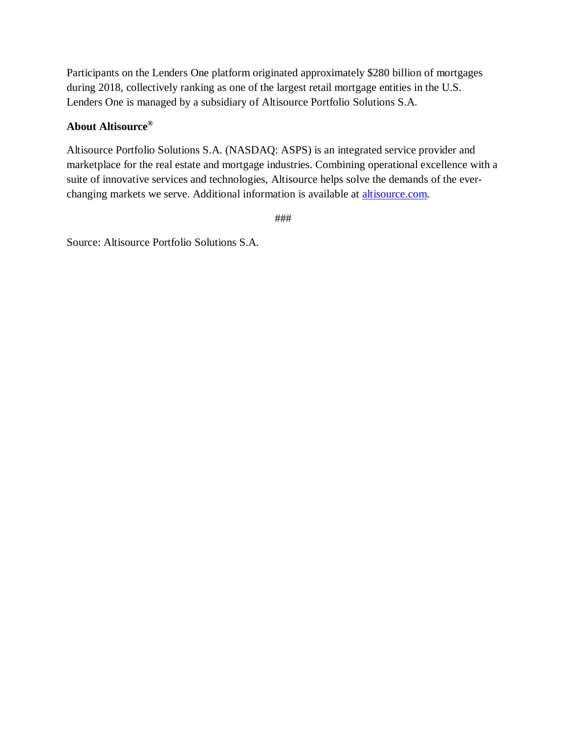Participants on the Lenders One platform originated approximately $280 billion of mortgages during 2018, collectively ranking as one of the largest retail mortgage entities in the U.S. Lenders One is managed by a subsidiary of Altisource Portfolio Solutions S.A.

**About Altisource®**

Altisource Portfolio Solutions S.A. (NASDAQ: ASPS) is an integrated service provider and marketplace for the real estate and mortgage industries. Combining operational excellence with a suite of innovative services and technologies, Altisource helps solve the demands of the ever-changing markets we serve. Additional information is available at [altisource.com](altisource.com).

###

Source: Altisource Portfolio Solutions S.A.